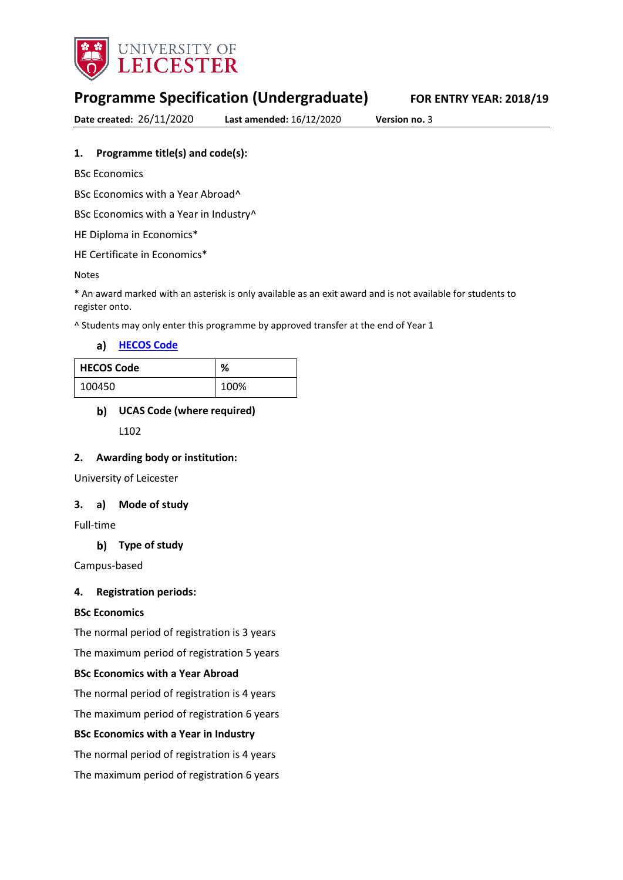UNIVERSITY OF LEICESTER

# Programme Specification (Undergraduate)

**FOR ENTRY YEAR: 2018/19**

**Date created:** 26/11/2020 **Last amended:** 16/12/2020 **Version no.** 3

## 1. Programme title(s) and code(s):

BSc Economics

BSc Economics with a Year Abroad^

BSc Economics with a Year in Industry^

HE Diploma in Economics*

HE Certificate in Economics*

Notes

* An award marked with an asterisk is only available as an exit award and is not available for students to register onto.

^ Students may only enter this programme by approved transfer at the end of Year 1

### a) HECOS Code

| HECOS Code | % |
|---|---|
| 100450 | 100% |

### b) UCAS Code (where required)

L102

## 2. Awarding body or institution:

University of Leicester

## 3. a) Mode of study

Full-time

### b) Type of study

Campus-based

## 4. Registration periods:

**BSc Economics**

The normal period of registration is 3 years

The maximum period of registration 5 years

**BSc Economics with a Year Abroad**

The normal period of registration is 4 years

The maximum period of registration 6 years

**BSc Economics with a Year in Industry**

The normal period of registration is 4 years

The maximum period of registration 6 years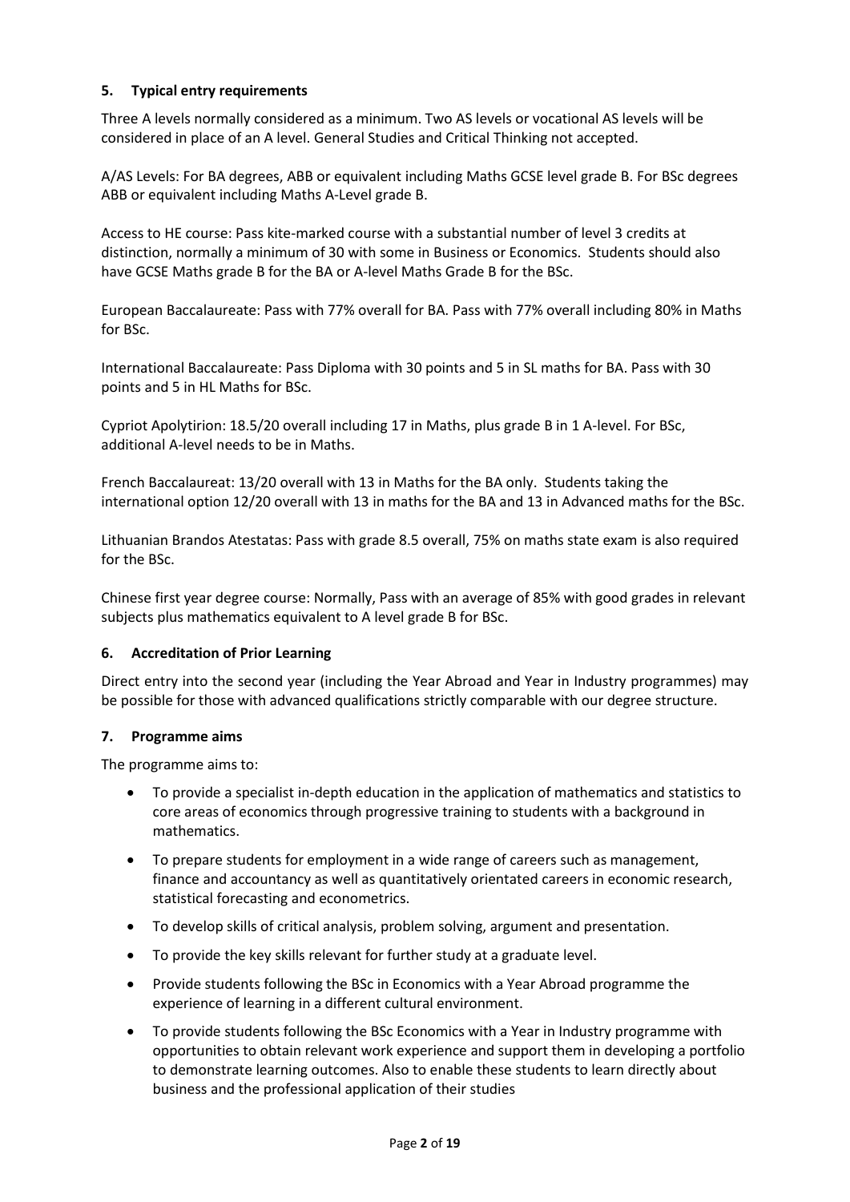## 5. Typical entry requirements

Three A levels normally considered as a minimum. Two AS levels or vocational AS levels will be considered in place of an A level. General Studies and Critical Thinking not accepted.

A/AS Levels: For BA degrees, ABB or equivalent including Maths GCSE level grade B. For BSc degrees ABB or equivalent including Maths A-Level grade B.

Access to HE course: Pass kite-marked course with a substantial number of level 3 credits at distinction, normally a minimum of 30 with some in Business or Economics. Students should also have GCSE Maths grade B for the BA or A-level Maths Grade B for the BSc.

European Baccalaureate: Pass with 77% overall for BA. Pass with 77% overall including 80% in Maths for BSc.

International Baccalaureate: Pass Diploma with 30 points and 5 in SL maths for BA. Pass with 30 points and 5 in HL Maths for BSc.

Cypriot Apolytirion: 18.5/20 overall including 17 in Maths, plus grade B in 1 A-level. For BSc, additional A-level needs to be in Maths.

French Baccalaureat: 13/20 overall with 13 in Maths for the BA only. Students taking the international option 12/20 overall with 13 in maths for the BA and 13 in Advanced maths for the BSc.

Lithuanian Brandos Atestatas: Pass with grade 8.5 overall, 75% on maths state exam is also required for the BSc.

Chinese first year degree course: Normally, Pass with an average of 85% with good grades in relevant subjects plus mathematics equivalent to A level grade B for BSc.

## 6. Accreditation of Prior Learning

Direct entry into the second year (including the Year Abroad and Year in Industry programmes) may be possible for those with advanced qualifications strictly comparable with our degree structure.

## 7. Programme aims

The programme aims to:

- To provide a specialist in-depth education in the application of mathematics and statistics to core areas of economics through progressive training to students with a background in mathematics.
- To prepare students for employment in a wide range of careers such as management, finance and accountancy as well as quantitatively orientated careers in economic research, statistical forecasting and econometrics.
- To develop skills of critical analysis, problem solving, argument and presentation.
- To provide the key skills relevant for further study at a graduate level.
- Provide students following the BSc in Economics with a Year Abroad programme the experience of learning in a different cultural environment.
- To provide students following the BSc Economics with a Year in Industry programme with opportunities to obtain relevant work experience and support them in developing a portfolio to demonstrate learning outcomes. Also to enable these students to learn directly about business and the professional application of their studies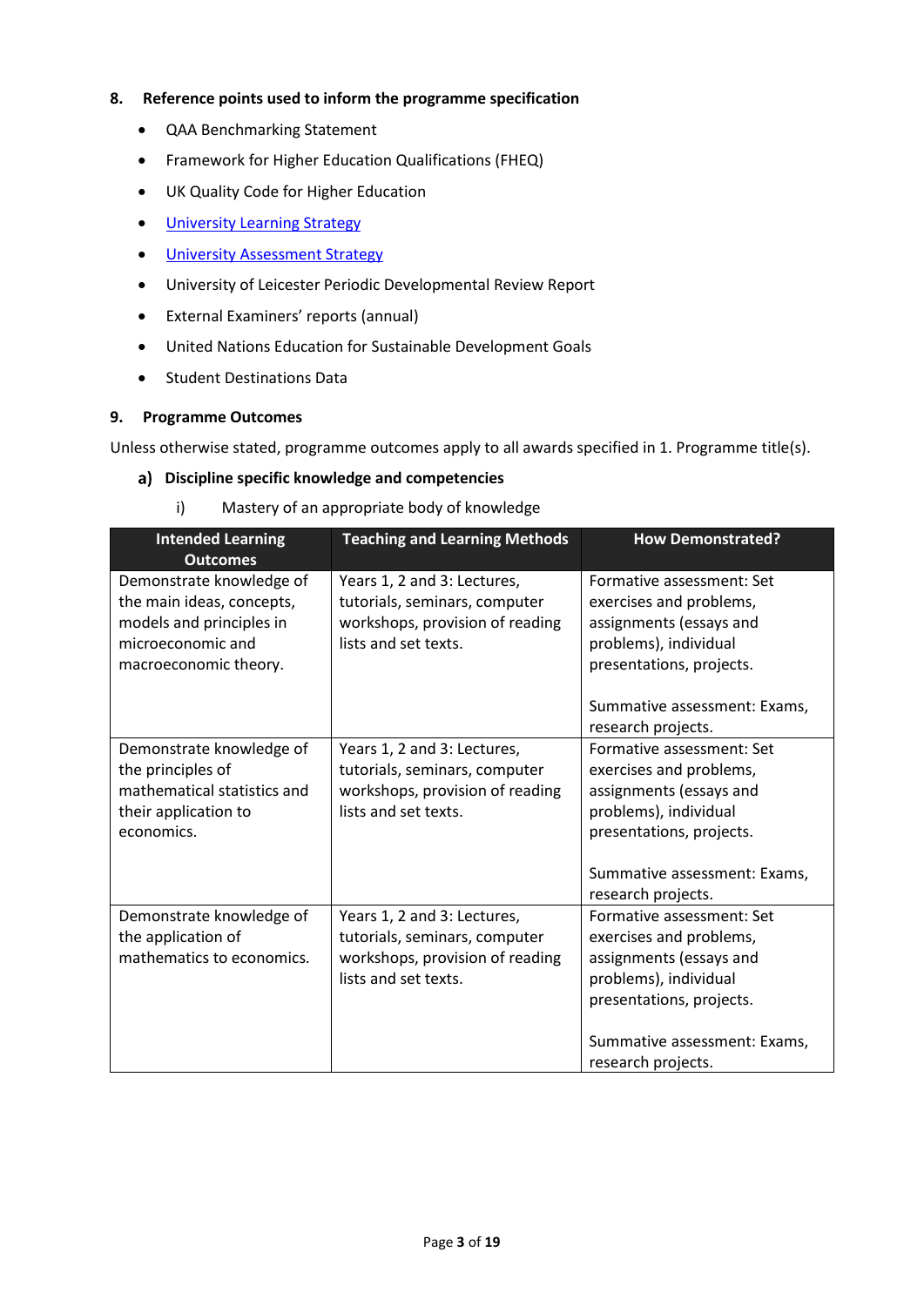## 8. Reference points used to inform the programme specification

- QAA Benchmarking Statement
- Framework for Higher Education Qualifications (FHEQ)
- UK Quality Code for Higher Education
- University Learning Strategy
- University Assessment Strategy
- University of Leicester Periodic Developmental Review Report
- External Examiners' reports (annual)
- United Nations Education for Sustainable Development Goals
- Student Destinations Data

## 9. Programme Outcomes

Unless otherwise stated, programme outcomes apply to all awards specified in 1. Programme title(s).

### a) Discipline specific knowledge and competencies

i) Mastery of an appropriate body of knowledge

| Intended Learning Outcomes | Teaching and Learning Methods | How Demonstrated? |
|---|---|---|
| Demonstrate knowledge of the main ideas, concepts, models and principles in microeconomic and macroeconomic theory. | Years 1, 2 and 3: Lectures, tutorials, seminars, computer workshops, provision of reading lists and set texts. | Formative assessment: Set exercises and problems, assignments (essays and problems), individual presentations, projects.<br><br>Summative assessment: Exams, research projects. |
| Demonstrate knowledge of the principles of mathematical statistics and their application to economics. | Years 1, 2 and 3: Lectures, tutorials, seminars, computer workshops, provision of reading lists and set texts. | Formative assessment: Set exercises and problems, assignments (essays and problems), individual presentations, projects.<br><br>Summative assessment: Exams, research projects. |
| Demonstrate knowledge of the application of mathematics to economics. | Years 1, 2 and 3: Lectures, tutorials, seminars, computer workshops, provision of reading lists and set texts. | Formative assessment: Set exercises and problems, assignments (essays and problems), individual presentations, projects.<br><br>Summative assessment: Exams, research projects. |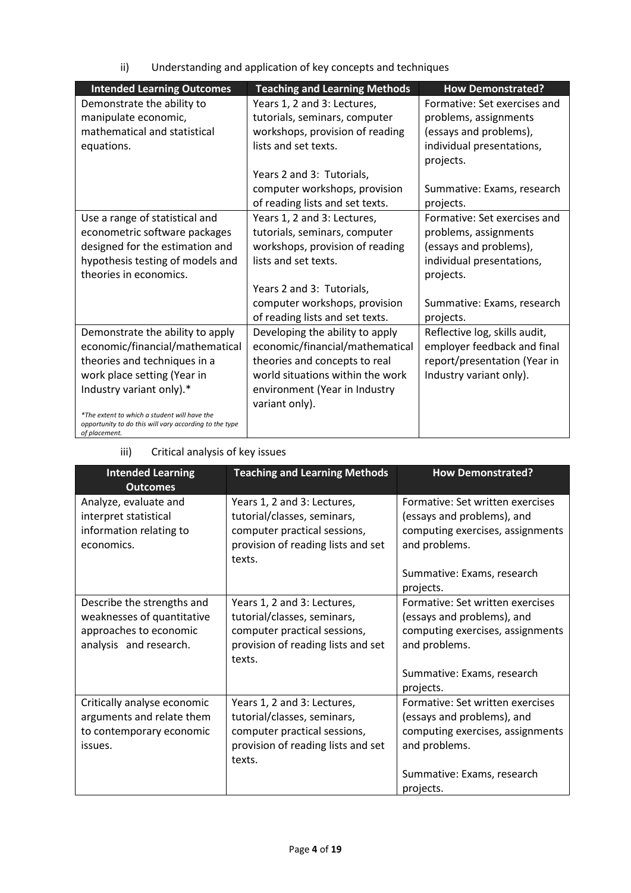ii) Understanding and application of key concepts and techniques

| Intended Learning Outcomes | Teaching and Learning Methods | How Demonstrated? |
|---|---|---|
| Demonstrate the ability to manipulate economic, mathematical and statistical equations. | Years 1, 2 and 3: Lectures, tutorials, seminars, computer workshops, provision of reading lists and set texts.<br><br>Years 2 and 3: Tutorials, computer workshops, provision of reading lists and set texts. | Formative: Set exercises and problems, assignments (essays and problems), individual presentations, projects.<br><br>Summative: Exams, research projects. |
| Use a range of statistical and econometric software packages designed for the estimation and hypothesis testing of models and theories in economics. | Years 1, 2 and 3: Lectures, tutorials, seminars, computer workshops, provision of reading lists and set texts.<br><br>Years 2 and 3: Tutorials, computer workshops, provision of reading lists and set texts. | Formative: Set exercises and problems, assignments (essays and problems), individual presentations, projects.<br><br>Summative: Exams, research projects. |
| Demonstrate the ability to apply economic/financial/mathematical theories and techniques in a work place setting (Year in Industry variant only).*<br><br>*\*The extent to which a student will have the opportunity to do this will vary according to the type of placement.* | Developing the ability to apply economic/financial/mathematical theories and concepts to real world situations within the work environment (Year in Industry variant only). | Reflective log, skills audit, employer feedback and final report/presentation (Year in Industry variant only). |

iii) Critical analysis of key issues

| Intended Learning Outcomes | Teaching and Learning Methods | How Demonstrated? |
|---|---|---|
| Analyze, evaluate and interpret statistical information relating to economics. | Years 1, 2 and 3: Lectures, tutorial/classes, seminars, computer practical sessions, provision of reading lists and set texts. | Formative: Set written exercises (essays and problems), and computing exercises, assignments and problems.<br><br>Summative: Exams, research projects. |
| Describe the strengths and weaknesses of quantitative approaches to economic analysis and research. | Years 1, 2 and 3: Lectures, tutorial/classes, seminars, computer practical sessions, provision of reading lists and set texts. | Formative: Set written exercises (essays and problems), and computing exercises, assignments and problems.<br><br>Summative: Exams, research projects. |
| Critically analyse economic arguments and relate them to contemporary economic issues. | Years 1, 2 and 3: Lectures, tutorial/classes, seminars, computer practical sessions, provision of reading lists and set texts. | Formative: Set written exercises (essays and problems), and computing exercises, assignments and problems.<br><br>Summative: Exams, research projects. |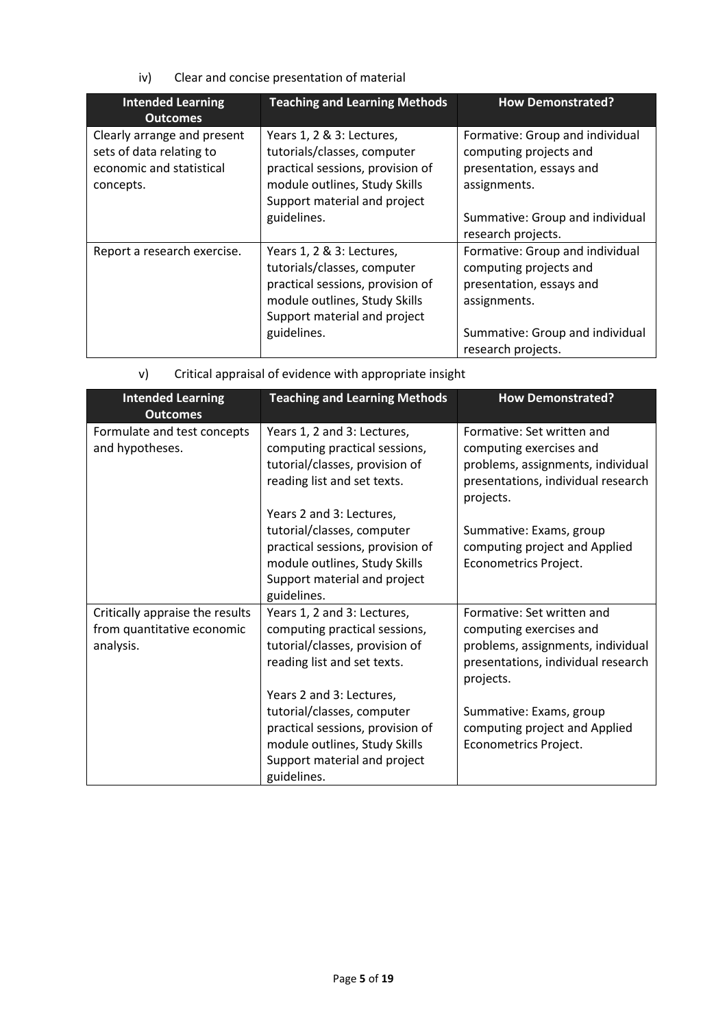iv) Clear and concise presentation of material

| Intended Learning Outcomes | Teaching and Learning Methods | How Demonstrated? |
| --- | --- | --- |
| Clearly arrange and present sets of data relating to economic and statistical concepts. | Years 1, 2 & 3: Lectures, tutorials/classes, computer practical sessions, provision of module outlines, Study Skills Support material and project guidelines. | Formative: Group and individual computing projects and presentation, essays and assignments.<br><br>Summative: Group and individual research projects. |
| Report a research exercise. | Years 1, 2 & 3: Lectures, tutorials/classes, computer practical sessions, provision of module outlines, Study Skills Support material and project guidelines. | Formative: Group and individual computing projects and presentation, essays and assignments.<br><br>Summative: Group and individual research projects. |

v) Critical appraisal of evidence with appropriate insight

| Intended Learning Outcomes | Teaching and Learning Methods | How Demonstrated? |
| --- | --- | --- |
| Formulate and test concepts and hypotheses. | Years 1, 2 and 3: Lectures, computing practical sessions, tutorial/classes, provision of reading list and set texts.<br><br>Years 2 and 3: Lectures, tutorial/classes, computer practical sessions, provision of module outlines, Study Skills Support material and project guidelines. | Formative: Set written and computing exercises and problems, assignments, individual presentations, individual research projects.<br><br>Summative: Exams, group computing project and Applied Econometrics Project. |
| Critically appraise the results from quantitative economic analysis. | Years 1, 2 and 3: Lectures, computing practical sessions, tutorial/classes, provision of reading list and set texts.<br><br>Years 2 and 3: Lectures, tutorial/classes, computer practical sessions, provision of module outlines, Study Skills Support material and project guidelines. | Formative: Set written and computing exercises and problems, assignments, individual presentations, individual research projects.<br><br>Summative: Exams, group computing project and Applied Econometrics Project. |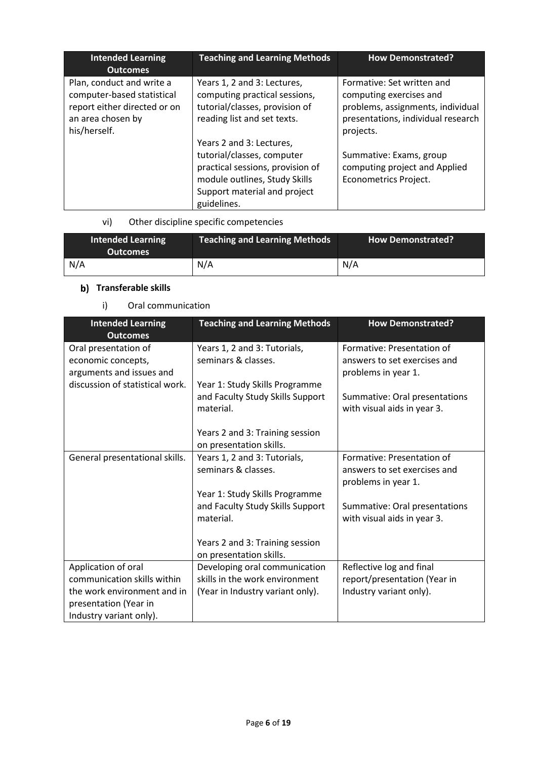| Intended Learning Outcomes | Teaching and Learning Methods | How Demonstrated? |
|---|---|---|
| Plan, conduct and write a computer-based statistical report either directed or on an area chosen by his/herself. | Years 1, 2 and 3: Lectures, computing practical sessions, tutorial/classes, provision of reading list and set texts.<br><br>Years 2 and 3: Lectures, tutorial/classes, computer practical sessions, provision of module outlines, Study Skills Support material and project guidelines. | Formative: Set written and computing exercises and problems, assignments, individual presentations, individual research projects.<br><br>Summative: Exams, group computing project and Applied Econometrics Project. |

vi) Other discipline specific competencies

| Intended Learning Outcomes | Teaching and Learning Methods | How Demonstrated? |
|---|---|---|
| N/A | N/A | N/A |

## b) Transferable skills

i) Oral communication

| Intended Learning Outcomes | Teaching and Learning Methods | How Demonstrated? |
|---|---|---|
| Oral presentation of economic concepts, arguments and issues and discussion of statistical work. | Years 1, 2 and 3: Tutorials, seminars & classes.<br><br>Year 1: Study Skills Programme and Faculty Study Skills Support material.<br><br>Years 2 and 3: Training session on presentation skills. | Formative: Presentation of answers to set exercises and problems in year 1.<br><br>Summative: Oral presentations with visual aids in year 3. |
| General presentational skills. | Years 1, 2 and 3: Tutorials, seminars & classes.<br><br>Year 1: Study Skills Programme and Faculty Study Skills Support material.<br><br>Years 2 and 3: Training session on presentation skills. | Formative: Presentation of answers to set exercises and problems in year 1.<br><br>Summative: Oral presentations with visual aids in year 3. |
| Application of oral communication skills within the work environment and in presentation (Year in Industry variant only). | Developing oral communication skills in the work environment (Year in Industry variant only). | Reflective log and final report/presentation (Year in Industry variant only). |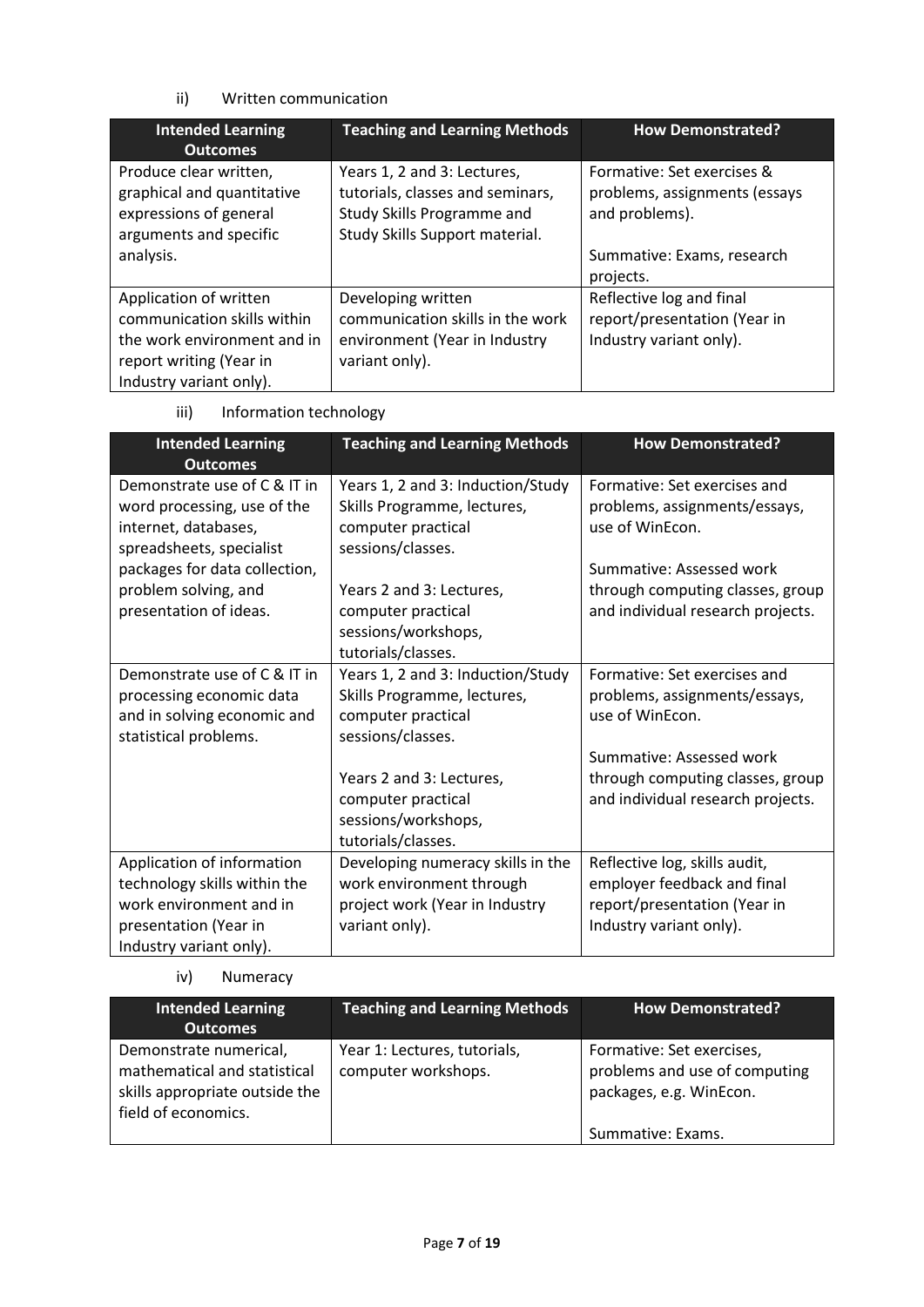ii) Written communication

| Intended Learning Outcomes | Teaching and Learning Methods | How Demonstrated? |
|---|---|---|
| Produce clear written, graphical and quantitative expressions of general arguments and specific analysis. | Years 1, 2 and 3: Lectures, tutorials, classes and seminars, Study Skills Programme and Study Skills Support material. | Formative: Set exercises & problems, assignments (essays and problems).<br><br>Summative: Exams, research projects. |
| Application of written communication skills within the work environment and in report writing (Year in Industry variant only). | Developing written communication skills in the work environment (Year in Industry variant only). | Reflective log and final report/presentation (Year in Industry variant only). |

iii) Information technology

| Intended Learning Outcomes | Teaching and Learning Methods | How Demonstrated? |
|---|---|---|
| Demonstrate use of C & IT in word processing, use of the internet, databases, spreadsheets, specialist packages for data collection, problem solving, and presentation of ideas. | Years 1, 2 and 3: Induction/Study Skills Programme, lectures, computer practical sessions/classes.<br><br>Years 2 and 3: Lectures, computer practical sessions/workshops, tutorials/classes. | Formative: Set exercises and problems, assignments/essays, use of WinEcon.<br><br>Summative: Assessed work through computing classes, group and individual research projects. |
| Demonstrate use of C & IT in processing economic data and in solving economic and statistical problems. | Years 1, 2 and 3: Induction/Study Skills Programme, lectures, computer practical sessions/classes.<br><br>Years 2 and 3: Lectures, computer practical sessions/workshops, tutorials/classes. | Formative: Set exercises and problems, assignments/essays, use of WinEcon.<br><br>Summative: Assessed work through computing classes, group and individual research projects. |
| Application of information technology skills within the work environment and in presentation (Year in Industry variant only). | Developing numeracy skills in the work environment through project work (Year in Industry variant only). | Reflective log, skills audit, employer feedback and final report/presentation (Year in Industry variant only). |

iv) Numeracy

| Intended Learning Outcomes | Teaching and Learning Methods | How Demonstrated? |
|---|---|---|
| Demonstrate numerical, mathematical and statistical skills appropriate outside the field of economics. | Year 1: Lectures, tutorials, computer workshops. | Formative: Set exercises, problems and use of computing packages, e.g. WinEcon.<br><br>Summative: Exams. |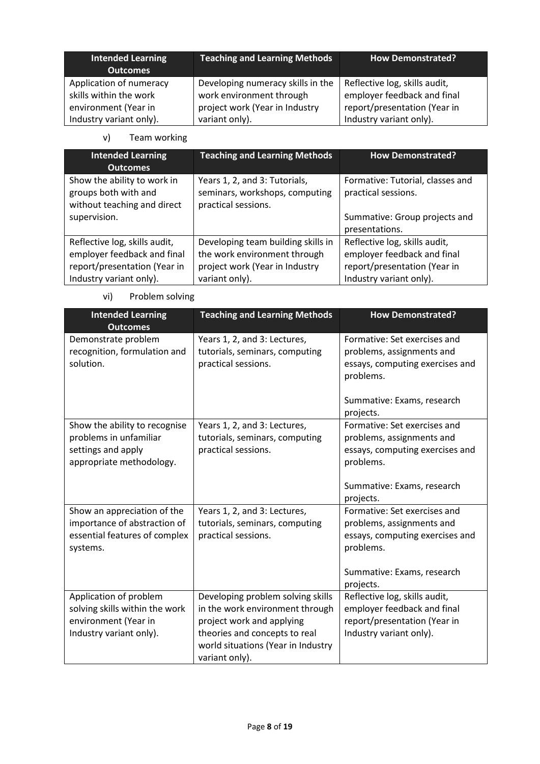| Intended Learning Outcomes | Teaching and Learning Methods | How Demonstrated? |
|---|---|---|
| Application of numeracy skills within the work environment (Year in Industry variant only). | Developing numeracy skills in the work environment through project work (Year in Industry variant only). | Reflective log, skills audit, employer feedback and final report/presentation (Year in Industry variant only). |

v) Team working

| Intended Learning Outcomes | Teaching and Learning Methods | How Demonstrated? |
|---|---|---|
| Show the ability to work in groups both with and without teaching and direct supervision. | Years 1, 2, and 3: Tutorials, seminars, workshops, computing practical sessions. | Formative: Tutorial, classes and practical sessions.<br><br>Summative: Group projects and presentations. |
| Reflective log, skills audit, employer feedback and final report/presentation (Year in Industry variant only). | Developing team building skills in the work environment through project work (Year in Industry variant only). | Reflective log, skills audit, employer feedback and final report/presentation (Year in Industry variant only). |

vi) Problem solving

| Intended Learning Outcomes | Teaching and Learning Methods | How Demonstrated? |
|---|---|---|
| Demonstrate problem recognition, formulation and solution. | Years 1, 2, and 3: Lectures, tutorials, seminars, computing practical sessions. | Formative: Set exercises and problems, assignments and essays, computing exercises and problems.<br><br>Summative: Exams, research projects. |
| Show the ability to recognise problems in unfamiliar settings and apply appropriate methodology. | Years 1, 2, and 3: Lectures, tutorials, seminars, computing practical sessions. | Formative: Set exercises and problems, assignments and essays, computing exercises and problems.<br><br>Summative: Exams, research projects. |
| Show an appreciation of the importance of abstraction of essential features of complex systems. | Years 1, 2, and 3: Lectures, tutorials, seminars, computing practical sessions. | Formative: Set exercises and problems, assignments and essays, computing exercises and problems.<br><br>Summative: Exams, research projects. |
| Application of problem solving skills within the work environment (Year in Industry variant only). | Developing problem solving skills in the work environment through project work and applying theories and concepts to real world situations (Year in Industry variant only). | Reflective log, skills audit, employer feedback and final report/presentation (Year in Industry variant only). |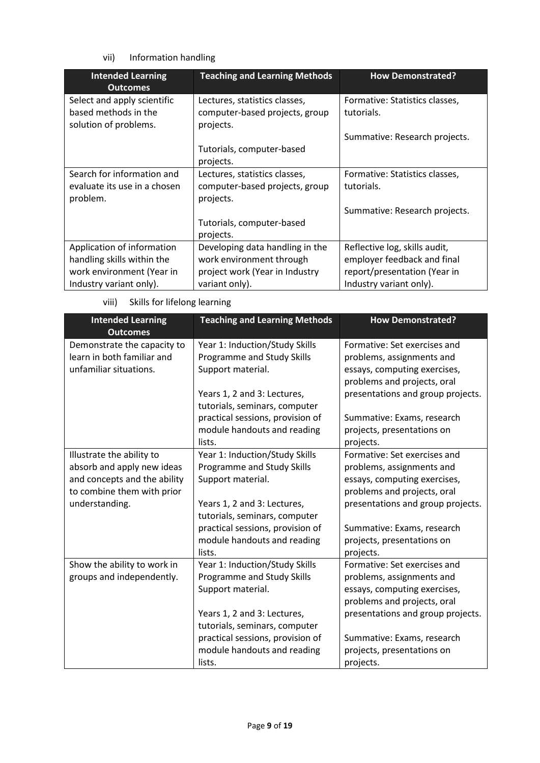vii) Information handling

| Intended Learning Outcomes | Teaching and Learning Methods | How Demonstrated? |
|---|---|---|
| Select and apply scientific based methods in the solution of problems. | Lectures, statistics classes, computer-based projects, group projects.<br><br>Tutorials, computer-based projects. | Formative: Statistics classes, tutorials.<br><br>Summative: Research projects. |
| Search for information and evaluate its use in a chosen problem. | Lectures, statistics classes, computer-based projects, group projects.<br><br>Tutorials, computer-based projects. | Formative: Statistics classes, tutorials.<br><br>Summative: Research projects. |
| Application of information handling skills within the work environment (Year in Industry variant only). | Developing data handling in the work environment through project work (Year in Industry variant only). | Reflective log, skills audit, employer feedback and final report/presentation (Year in Industry variant only). |

viii) Skills for lifelong learning

| Intended Learning Outcomes | Teaching and Learning Methods | How Demonstrated? |
|---|---|---|
| Demonstrate the capacity to learn in both familiar and unfamiliar situations. | Year 1: Induction/Study Skills Programme and Study Skills Support material.<br><br>Years 1, 2 and 3: Lectures, tutorials, seminars, computer practical sessions, provision of module handouts and reading lists. | Formative: Set exercises and problems, assignments and essays, computing exercises, problems and projects, oral presentations and group projects.<br><br>Summative: Exams, research projects, presentations on projects. |
| Illustrate the ability to absorb and apply new ideas and concepts and the ability to combine them with prior understanding. | Year 1: Induction/Study Skills Programme and Study Skills Support material.<br><br>Years 1, 2 and 3: Lectures, tutorials, seminars, computer practical sessions, provision of module handouts and reading lists. | Formative: Set exercises and problems, assignments and essays, computing exercises, problems and projects, oral presentations and group projects.<br><br>Summative: Exams, research projects, presentations on projects. |
| Show the ability to work in groups and independently. | Year 1: Induction/Study Skills Programme and Study Skills Support material.<br><br>Years 1, 2 and 3: Lectures, tutorials, seminars, computer practical sessions, provision of module handouts and reading lists. | Formative: Set exercises and problems, assignments and essays, computing exercises, problems and projects, oral presentations and group projects.<br><br>Summative: Exams, research projects, presentations on projects. |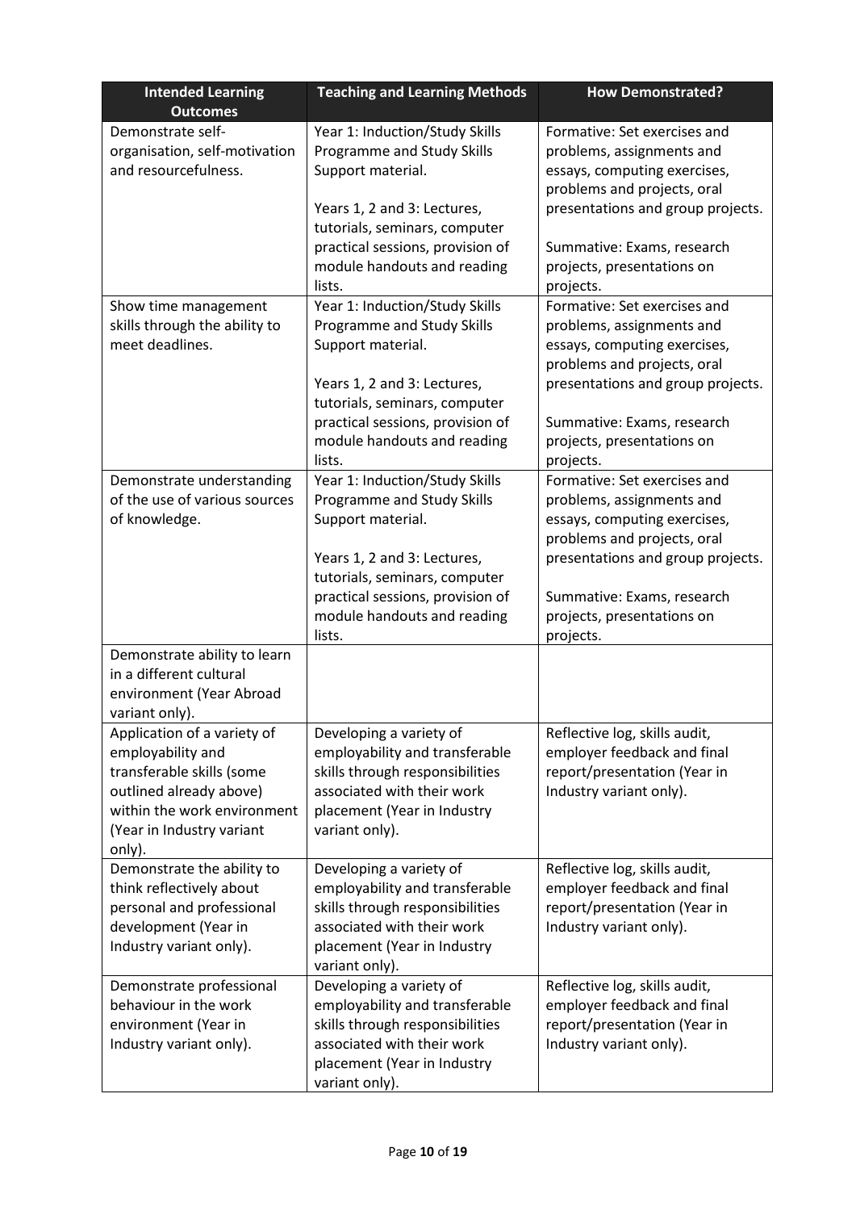| Intended Learning Outcomes | Teaching and Learning Methods | How Demonstrated? |
|---|---|---|
| Demonstrate self-organisation, self-motivation and resourcefulness. | Year 1: Induction/Study Skills Programme and Study Skills Support material.<br><br>Years 1, 2 and 3: Lectures, tutorials, seminars, computer practical sessions, provision of module handouts and reading lists. | Formative: Set exercises and problems, assignments and essays, computing exercises, problems and projects, oral presentations and group projects.<br><br>Summative: Exams, research projects, presentations on projects. |
| Show time management skills through the ability to meet deadlines. | Year 1: Induction/Study Skills Programme and Study Skills Support material.<br><br>Years 1, 2 and 3: Lectures, tutorials, seminars, computer practical sessions, provision of module handouts and reading lists. | Formative: Set exercises and problems, assignments and essays, computing exercises, problems and projects, oral presentations and group projects.<br><br>Summative: Exams, research projects, presentations on projects. |
| Demonstrate understanding of the use of various sources of knowledge. | Year 1: Induction/Study Skills Programme and Study Skills Support material.<br><br>Years 1, 2 and 3: Lectures, tutorials, seminars, computer practical sessions, provision of module handouts and reading lists. | Formative: Set exercises and problems, assignments and essays, computing exercises, problems and projects, oral presentations and group projects.<br><br>Summative: Exams, research projects, presentations on projects. |
| Demonstrate ability to learn in a different cultural environment (Year Abroad variant only). | | |
| Application of a variety of employability and transferable skills (some outlined already above) within the work environment (Year in Industry variant only). | Developing a variety of employability and transferable skills through responsibilities associated with their work placement (Year in Industry variant only). | Reflective log, skills audit, employer feedback and final report/presentation (Year in Industry variant only). |
| Demonstrate the ability to think reflectively about personal and professional development (Year in Industry variant only). | Developing a variety of employability and transferable skills through responsibilities associated with their work placement (Year in Industry variant only). | Reflective log, skills audit, employer feedback and final report/presentation (Year in Industry variant only). |
| Demonstrate professional behaviour in the work environment (Year in Industry variant only). | Developing a variety of employability and transferable skills through responsibilities associated with their work placement (Year in Industry variant only). | Reflective log, skills audit, employer feedback and final report/presentation (Year in Industry variant only). |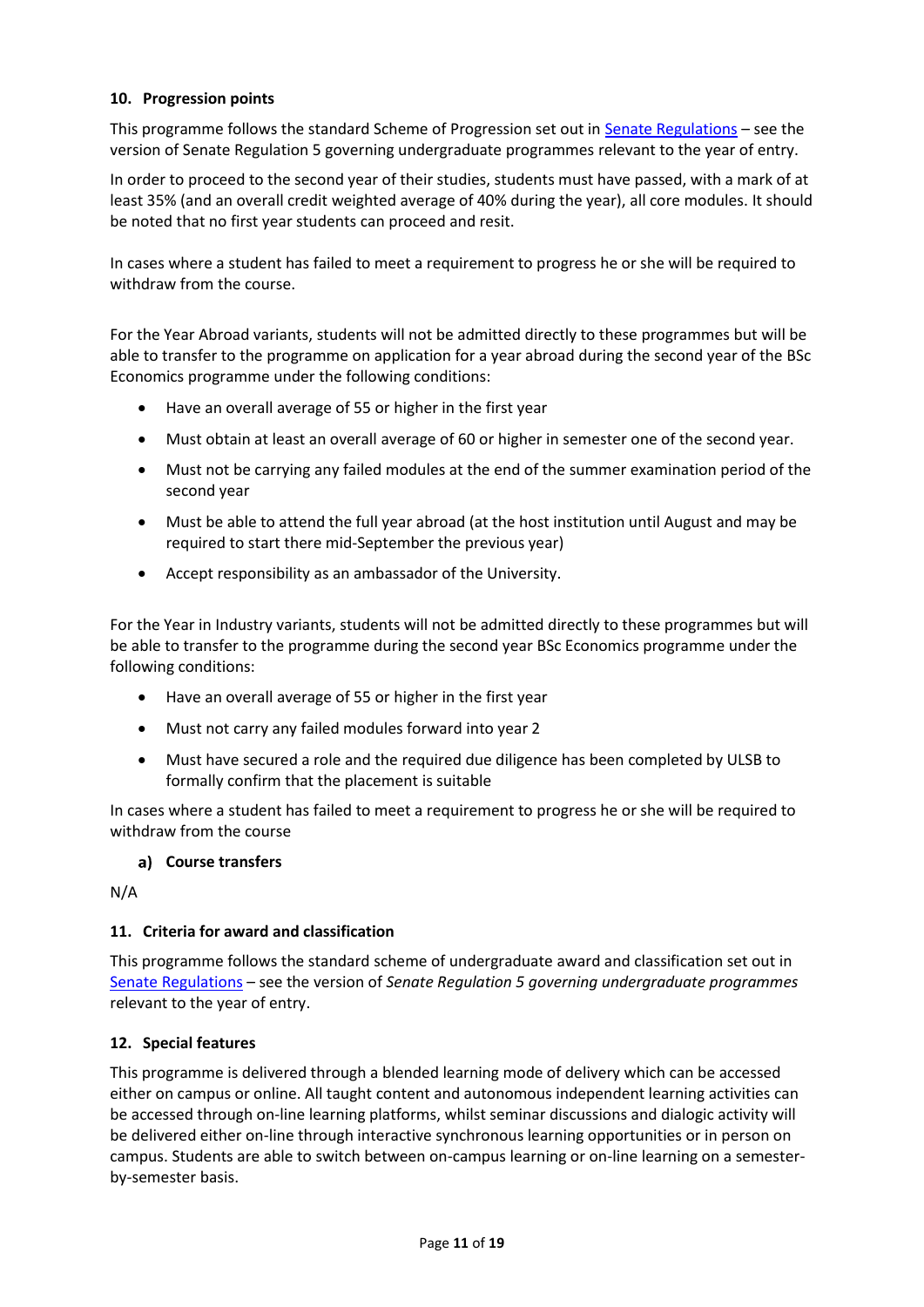## 10. Progression points

This programme follows the standard Scheme of Progression set out in [Senate Regulations](Senate Regulations) – see the version of Senate Regulation 5 governing undergraduate programmes relevant to the year of entry.

In order to proceed to the second year of their studies, students must have passed, with a mark of at least 35% (and an overall credit weighted average of 40% during the year), all core modules. It should be noted that no first year students can proceed and resit.

In cases where a student has failed to meet a requirement to progress he or she will be required to withdraw from the course.

For the Year Abroad variants, students will not be admitted directly to these programmes but will be able to transfer to the programme on application for a year abroad during the second year of the BSc Economics programme under the following conditions:

- Have an overall average of 55 or higher in the first year
- Must obtain at least an overall average of 60 or higher in semester one of the second year.
- Must not be carrying any failed modules at the end of the summer examination period of the second year
- Must be able to attend the full year abroad (at the host institution until August and may be required to start there mid-September the previous year)
- Accept responsibility as an ambassador of the University.

For the Year in Industry variants, students will not be admitted directly to these programmes but will be able to transfer to the programme during the second year BSc Economics programme under the following conditions:

- Have an overall average of 55 or higher in the first year
- Must not carry any failed modules forward into year 2
- Must have secured a role and the required due diligence has been completed by ULSB to formally confirm that the placement is suitable

In cases where a student has failed to meet a requirement to progress he or she will be required to withdraw from the course

### a) Course transfers

N/A

## 11. Criteria for award and classification

This programme follows the standard scheme of undergraduate award and classification set out in [Senate Regulations](Senate Regulations) – see the version of *Senate Regulation 5 governing undergraduate programmes* relevant to the year of entry.

## 12. Special features

This programme is delivered through a blended learning mode of delivery which can be accessed either on campus or online. All taught content and autonomous independent learning activities can be accessed through on-line learning platforms, whilst seminar discussions and dialogic activity will be delivered either on-line through interactive synchronous learning opportunities or in person on campus. Students are able to switch between on-campus learning or on-line learning on a semester-by-semester basis.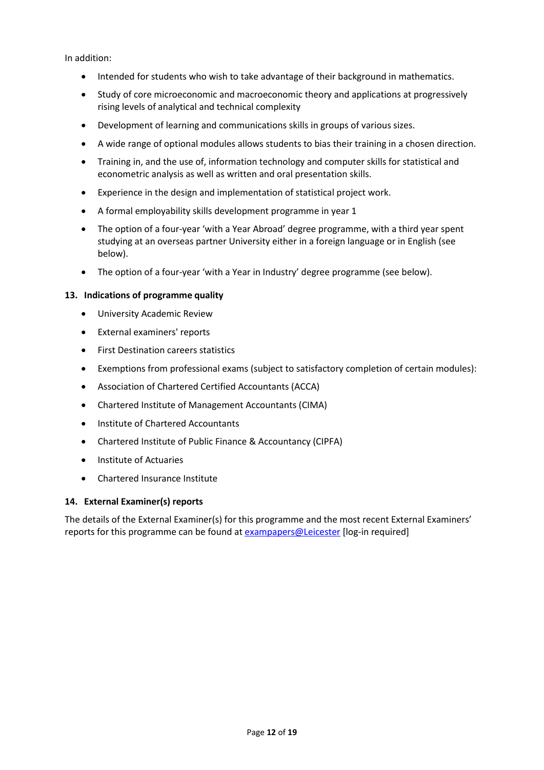In addition:

- Intended for students who wish to take advantage of their background in mathematics.
- Study of core microeconomic and macroeconomic theory and applications at progressively rising levels of analytical and technical complexity
- Development of learning and communications skills in groups of various sizes.
- A wide range of optional modules allows students to bias their training in a chosen direction.
- Training in, and the use of, information technology and computer skills for statistical and econometric analysis as well as written and oral presentation skills.
- Experience in the design and implementation of statistical project work.
- A formal employability skills development programme in year 1
- The option of a four-year 'with a Year Abroad' degree programme, with a third year spent studying at an overseas partner University either in a foreign language or in English (see below).
- The option of a four-year 'with a Year in Industry' degree programme (see below).

### 13. Indications of programme quality

- University Academic Review
- External examiners' reports
- First Destination careers statistics
- Exemptions from professional exams (subject to satisfactory completion of certain modules):
- Association of Chartered Certified Accountants (ACCA)
- Chartered Institute of Management Accountants (CIMA)
- Institute of Chartered Accountants
- Chartered Institute of Public Finance & Accountancy (CIPFA)
- Institute of Actuaries
- Chartered Insurance Institute

### 14. External Examiner(s) reports

The details of the External Examiner(s) for this programme and the most recent External Examiners' reports for this programme can be found at [exampapers@Leicester](exampapers@Leicester) [log-in required]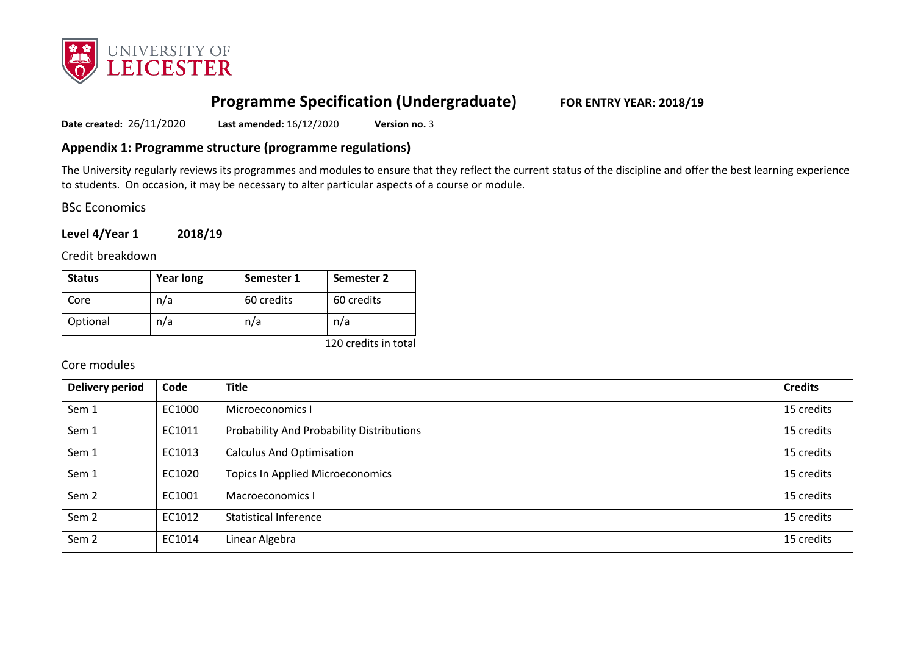# Programme Specification (Undergraduate) FOR ENTRY YEAR: 2018/19

**Date created:** 26/11/2020 **Last amended:** 16/12/2020 **Version no.** 3

## Appendix 1: Programme structure (programme regulations)

The University regularly reviews its programmes and modules to ensure that they reflect the current status of the discipline and offer the best learning experience to students. On occasion, it may be necessary to alter particular aspects of a course or module.

BSc Economics

### Level 4/Year 1 2018/19

Credit breakdown

| Status | Year long | Semester 1 | Semester 2 |
|---|---|---|---|
| Core | n/a | 60 credits | 60 credits |
| Optional | n/a | n/a | n/a |

120 credits in total

Core modules

| Delivery period | Code | Title | Credits |
|---|---|---|---|
| Sem 1 | EC1000 | Microeconomics I | 15 credits |
| Sem 1 | EC1011 | Probability And Probability Distributions | 15 credits |
| Sem 1 | EC1013 | Calculus And Optimisation | 15 credits |
| Sem 1 | EC1020 | Topics In Applied Microeconomics | 15 credits |
| Sem 2 | EC1001 | Macroeconomics I | 15 credits |
| Sem 2 | EC1012 | Statistical Inference | 15 credits |
| Sem 2 | EC1014 | Linear Algebra | 15 credits |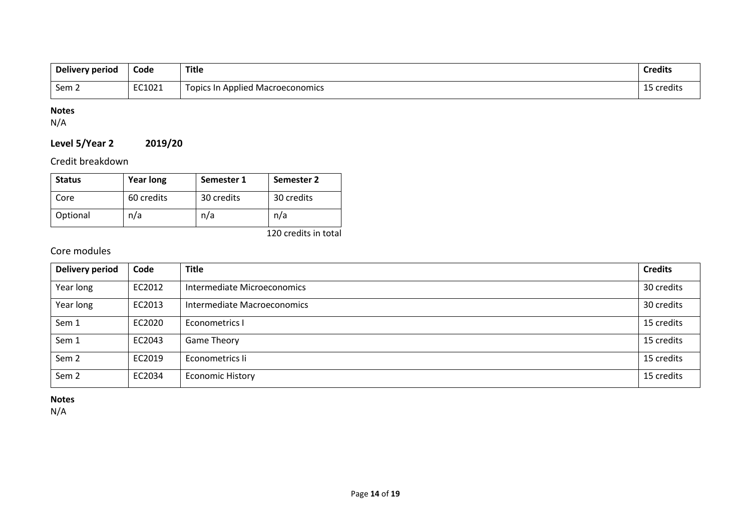| Delivery period | Code | Title | Credits |
| --- | --- | --- | --- |
| Sem 2 | EC1021 | Topics In Applied Macroeconomics | 15 credits |

**Notes**
N/A

## Level 5/Year 2 2019/20

### Credit breakdown

| Status | Year long | Semester 1 | Semester 2 |
| --- | --- | --- | --- |
| Core | 60 credits | 30 credits | 30 credits |
| Optional | n/a | n/a | n/a |

120 credits in total

### Core modules

| Delivery period | Code | Title | Credits |
| --- | --- | --- | --- |
| Year long | EC2012 | Intermediate Microeconomics | 30 credits |
| Year long | EC2013 | Intermediate Macroeconomics | 30 credits |
| Sem 1 | EC2020 | Econometrics I | 15 credits |
| Sem 1 | EC2043 | Game Theory | 15 credits |
| Sem 2 | EC2019 | Econometrics Ii | 15 credits |
| Sem 2 | EC2034 | Economic History | 15 credits |

**Notes**
N/A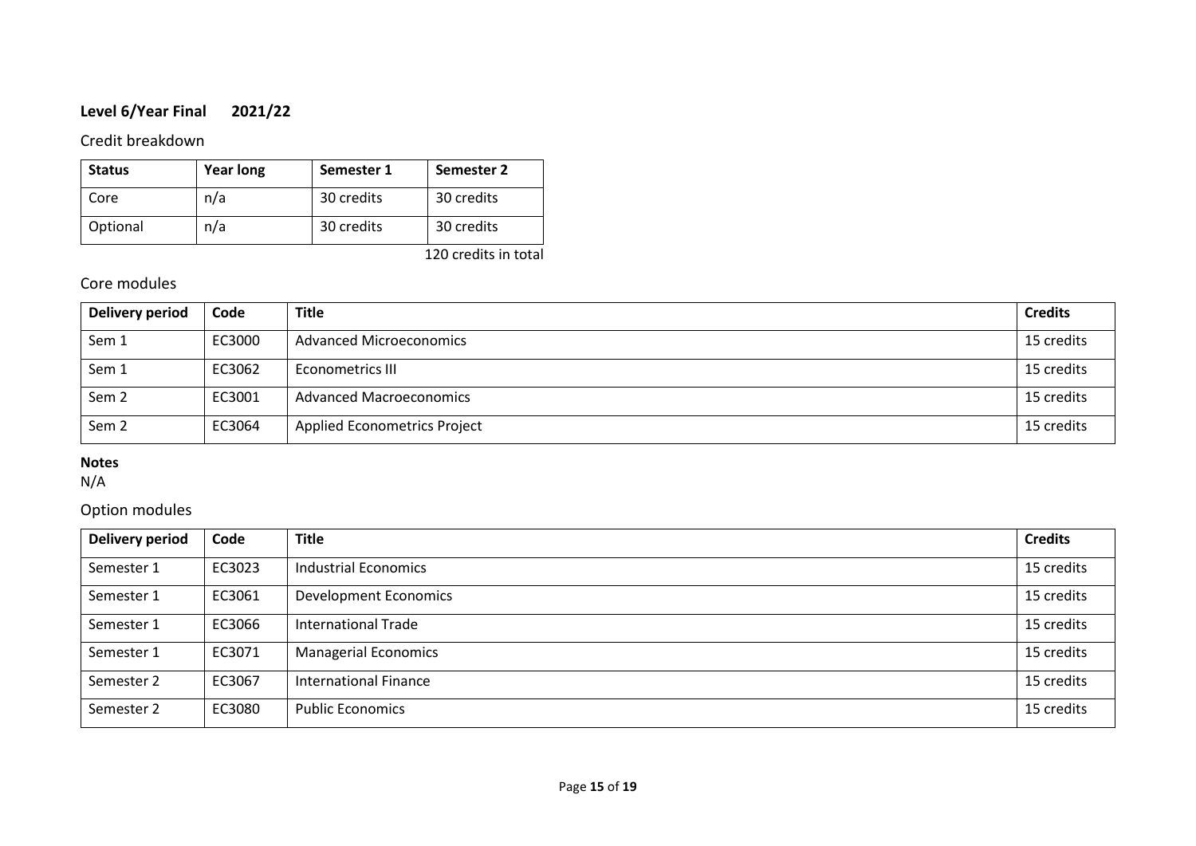**Level 6/Year Final 2021/22**

## Credit breakdown

| Status | Year long | Semester 1 | Semester 2 |
|---|---|---|---|
| Core | n/a | 30 credits | 30 credits |
| Optional | n/a | 30 credits | 30 credits |

120 credits in total

## Core modules

| Delivery period | Code | Title | Credits |
|---|---|---|---|
| Sem 1 | EC3000 | Advanced Microeconomics | 15 credits |
| Sem 1 | EC3062 | Econometrics III | 15 credits |
| Sem 2 | EC3001 | Advanced Macroeconomics | 15 credits |
| Sem 2 | EC3064 | Applied Econometrics Project | 15 credits |

**Notes**
N/A

## Option modules

| Delivery period | Code | Title | Credits |
|---|---|---|---|
| Semester 1 | EC3023 | Industrial Economics | 15 credits |
| Semester 1 | EC3061 | Development Economics | 15 credits |
| Semester 1 | EC3066 | International Trade | 15 credits |
| Semester 1 | EC3071 | Managerial Economics | 15 credits |
| Semester 2 | EC3067 | International Finance | 15 credits |
| Semester 2 | EC3080 | Public Economics | 15 credits |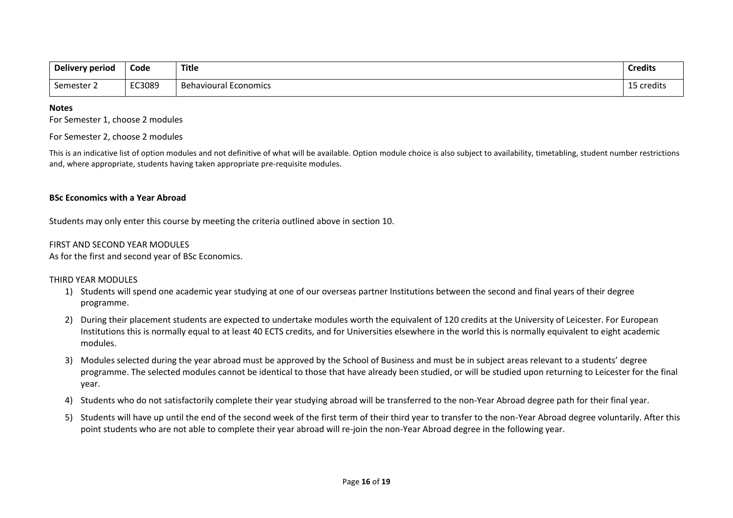| Delivery period | Code | Title | Credits |
|---|---|---|---|
| Semester 2 | EC3089 | Behavioural Economics | 15 credits |

**Notes**

For Semester 1, choose 2 modules

For Semester 2, choose 2 modules

This is an indicative list of option modules and not definitive of what will be available. Option module choice is also subject to availability, timetabling, student number restrictions and, where appropriate, students having taken appropriate pre-requisite modules.

**BSc Economics with a Year Abroad**

Students may only enter this course by meeting the criteria outlined above in section 10.

FIRST AND SECOND YEAR MODULES

As for the first and second year of BSc Economics.

THIRD YEAR MODULES

1) Students will spend one academic year studying at one of our overseas partner Institutions between the second and final years of their degree programme.
2) During their placement students are expected to undertake modules worth the equivalent of 120 credits at the University of Leicester. For European Institutions this is normally equal to at least 40 ECTS credits, and for Universities elsewhere in the world this is normally equivalent to eight academic modules.
3) Modules selected during the year abroad must be approved by the School of Business and must be in subject areas relevant to a students' degree programme. The selected modules cannot be identical to those that have already been studied, or will be studied upon returning to Leicester for the final year.
4) Students who do not satisfactorily complete their year studying abroad will be transferred to the non-Year Abroad degree path for their final year.
5) Students will have up until the end of the second week of the first term of their third year to transfer to the non-Year Abroad degree voluntarily. After this point students who are not able to complete their year abroad will re-join the non-Year Abroad degree in the following year.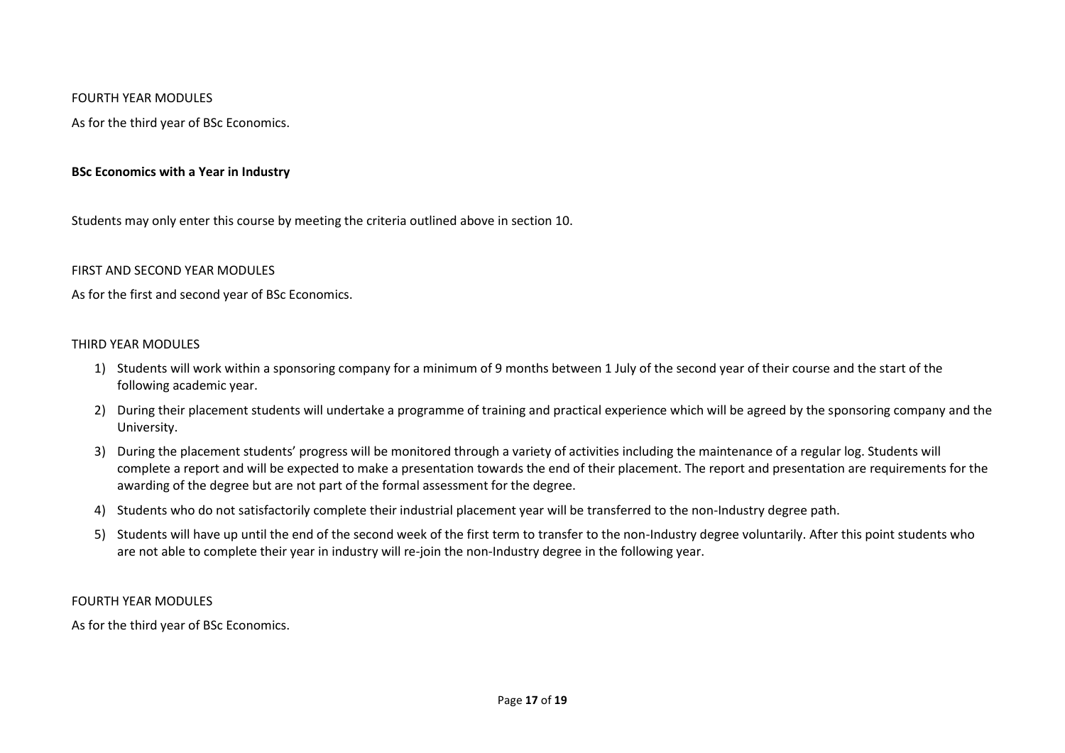FOURTH YEAR MODULES

As for the third year of BSc Economics.

**BSc Economics with a Year in Industry**

Students may only enter this course by meeting the criteria outlined above in section 10.

FIRST AND SECOND YEAR MODULES

As for the first and second year of BSc Economics.

THIRD YEAR MODULES

1) Students will work within a sponsoring company for a minimum of 9 months between 1 July of the second year of their course and the start of the following academic year.
2) During their placement students will undertake a programme of training and practical experience which will be agreed by the sponsoring company and the University.
3) During the placement students' progress will be monitored through a variety of activities including the maintenance of a regular log. Students will complete a report and will be expected to make a presentation towards the end of their placement. The report and presentation are requirements for the awarding of the degree but are not part of the formal assessment for the degree.
4) Students who do not satisfactorily complete their industrial placement year will be transferred to the non-Industry degree path.
5) Students will have up until the end of the second week of the first term to transfer to the non-Industry degree voluntarily. After this point students who are not able to complete their year in industry will re-join the non-Industry degree in the following year.

FOURTH YEAR MODULES

As for the third year of BSc Economics.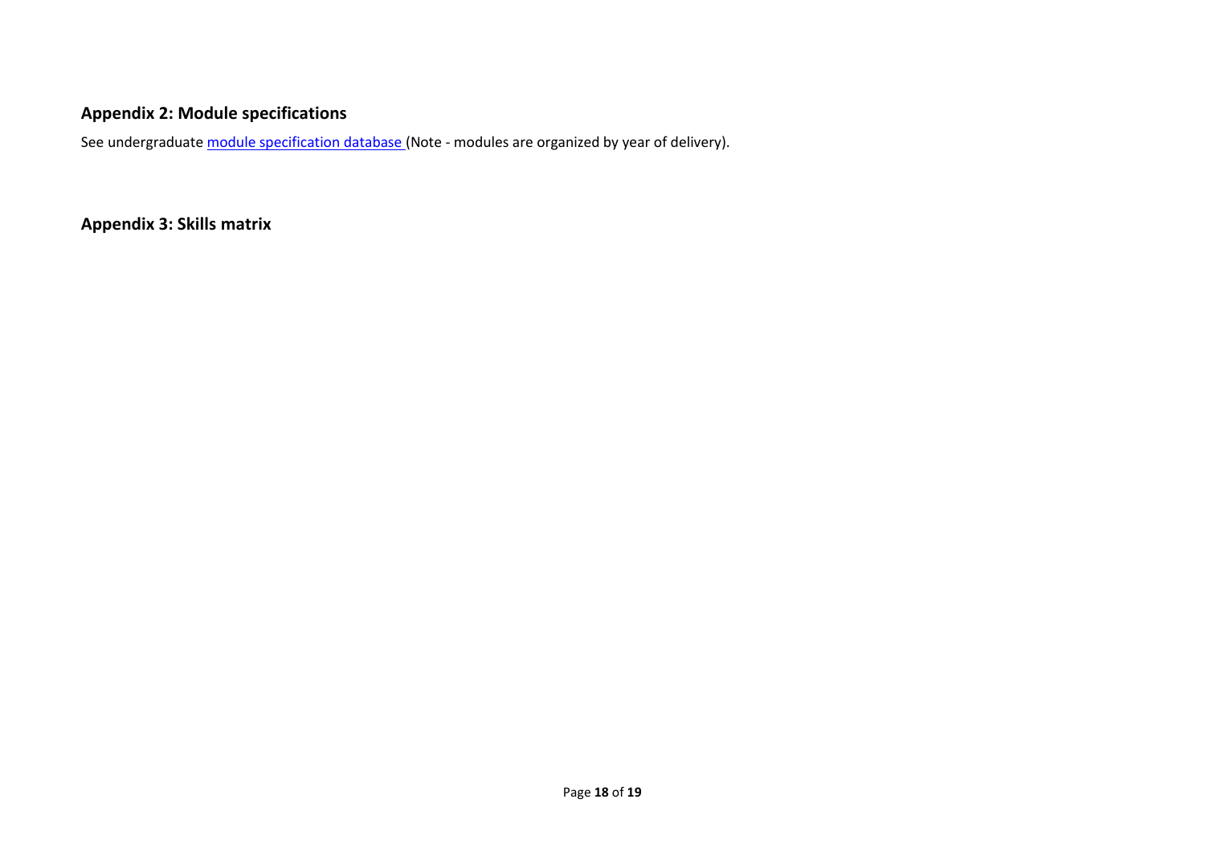## Appendix 2: Module specifications

See undergraduate [module specification database ](module specification database) (Note - modules are organized by year of delivery).

## Appendix 3: Skills matrix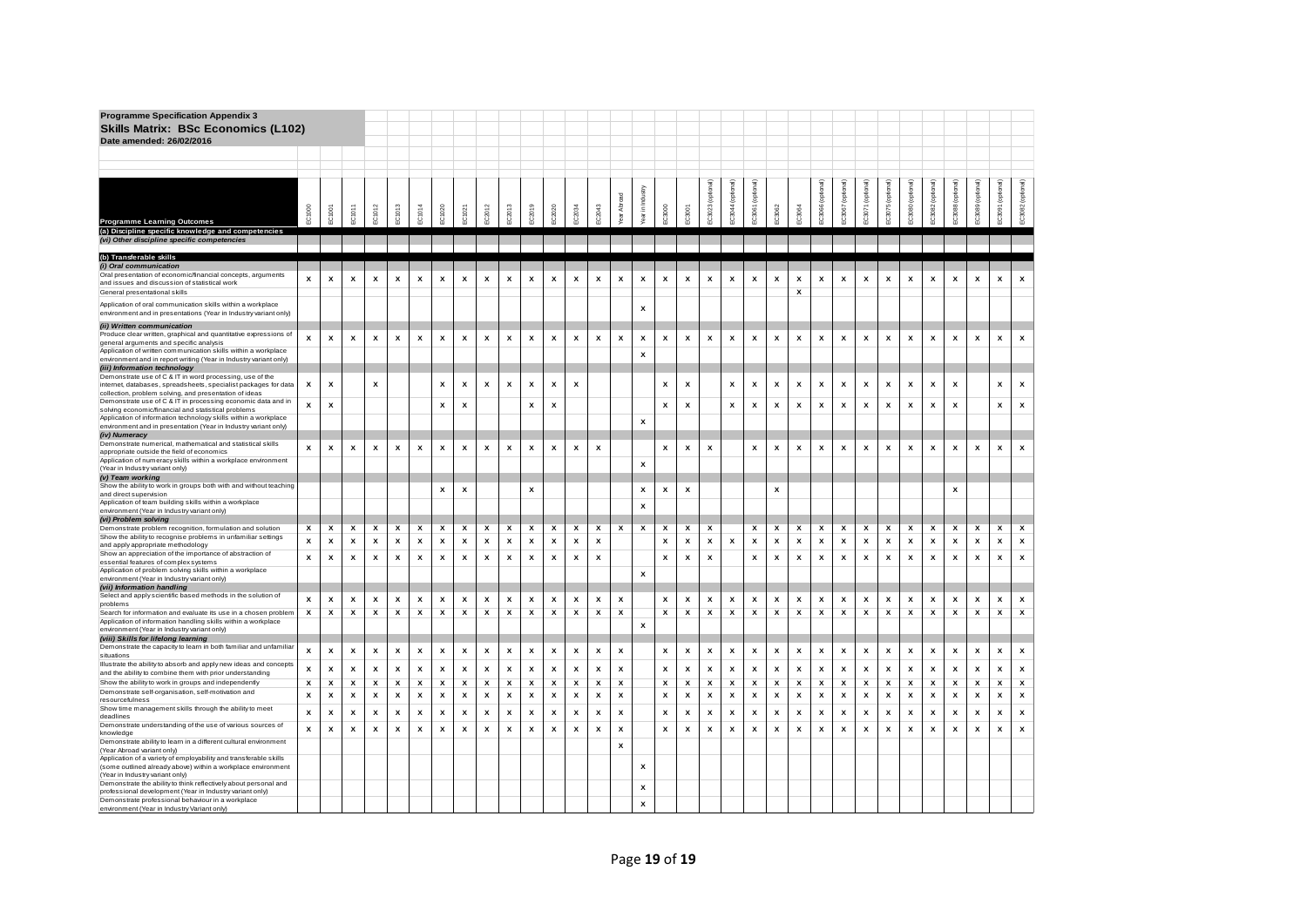**Programme Specification Appendix 3**

**Skills Matrix: BSc Economics (L102)**

**Date amended: 26/02/2016**

| Programme Learning Outcomes | EC1000 | EC1001 | EC1011 | EC1012 | EC1013 | EC1014 | EC1020 | EC1021 | EC2012 | EC2013 | EC2019 | EC2020 | EC2034 | EC2043 | Year Abroad | Year in Industry | EC3000 | EC3001 | EC3023 (optional) | EC3044 (optional) | EC3061 (optional) | EC3062 | EC3064 | EC3066 (optional) | EC3067 (optional) | EC3071 (optional) | EC3075 (optional) | EC3080 (optional) | EC3082 (optional) | EC3088 (optional) | EC3089 (optional) | EC3091 (optional) | EC3092 (optional) |
|---|---|---|---|---|---|---|---|---|---|---|---|---|---|---|---|---|---|---|---|---|---|---|---|---|---|---|---|---|---|---|---|---|---|
| **(a) Discipline specific knowledge and competencies** | | | | | | | | | | | | | | | | | | | | | | | | | | | | | | | | | |
| ***(vi) Other discipline specific competencies*** | | | | | | | | | | | | | | | | | | | | | | | | | | | | | | | | | |
| **(b) Transferable skills** | | | | | | | | | | | | | | | | | | | | | | | | | | | | | | | | | |
| ***(i) Oral communication*** | | | | | | | | | | | | | | | | | | | | | | | | | | | | | | | | | |
| Oral presentation of economic/financial concepts, arguments and issues and discussion of statistical work | x | x | x | x | x | x | x | x | x | x | x | x | x | x | x | x | x | x | x | x | x | x | x | x | x | x | x | x | x | x | x | x | x |
| General presentational skills | | | | | | | | | | | | | | | | | | | | | | | x | | | | | | | | | | |
| Application of oral communication skills within a workplace environment and in presentations (Year in Industry variant only) | | | | | | | | | | | | | | | | x | | | | | | | | | | | | | | | | | |
| ***(ii) Written communication*** | | | | | | | | | | | | | | | | | | | | | | | | | | | | | | | | | |
| Produce clear written, graphical and quantitative expressions of general arguments and specific analysis | x | x | x | x | x | x | x | x | x | x | x | x | x | x | x | x | x | x | x | x | x | x | x | x | x | x | x | x | x | x | x | x | x |
| Application of written communication skills within a workplace environment and in report writing (Year in Industry variant only) | | | | | | | | | | | | | | | | x | | | | | | | | | | | | | | | | | |
| ***(iii) Information technology*** | | | | | | | | | | | | | | | | | | | | | | | | | | | | | | | | | |
| Demonstrate use of C & IT in word processing, use of the internet, databases, spreadsheets, specialist packages for data collection, problem solving, and presentation of ideas | x | x | | x | | | x | x | x | x | x | x | x | | | | x | x | | x | x | x | x | x | x | x | x | x | x | x | | x | x |
| Demonstrate use of C & IT in processing economic data and in solving economic/financial and statistical problems | x | x | | | | | x | x | | | x | x | | | | | x | x | | x | x | x | x | x | x | x | x | x | x | x | | x | x |
| Application of information technology skills within a workplace environment and in presentation (Year in Industry variant only) | | | | | | | | | | | | | | | | x | | | | | | | | | | | | | | | | | |
| ***(iv) Numeracy*** | | | | | | | | | | | | | | | | | | | | | | | | | | | | | | | | | |
| Demonstrate numerical, mathematical and statistical skills appropriate outside the field of economics | x | x | x | x | x | x | x | x | x | x | x | x | x | | | | x | x | x | | x | x | x | x | x | x | x | x | x | x | x | x | x |
| Application of numeracy skills within a workplace environment (Year in Industry variant only) | | | | | | | | | | | | | | | | x | | | | | | | | | | | | | | | | | |
| ***(v) Team working*** | | | | | | | | | | | | | | | | | | | | | | | | | | | | | | | | | |
| Show the ability to work in groups both with and without teaching and direct supervision | | | | | | | x | x | | | x | | | | | x | x | x | | | | x | | | | | | | | x | | | |
| Application of team building skills within a workplace environment (Year in Industry variant only) | | | | | | | | | | | | | | | | x | | | | | | | | | | | | | | | | | |
| ***(vi) Problem solving*** | | | | | | | | | | | | | | | | | | | | | | | | | | | | | | | | | |
| Demonstrate problem recognition, formulation and solution | x | x | x | x | x | x | x | x | x | x | x | x | x | x | x | x | x | x | x | | x | x | x | x | x | x | x | x | x | x | x | x | x |
| Show the ability to recognise problems in unfamiliar settings and apply appropriate methodology | x | x | x | x | x | x | x | x | x | x | x | x | x | | | | x | x | x | x | x | x | x | x | x | x | x | x | x | x | x | x | x |
| Show an appreciation of the importance of abstraction of essential features of complex systems | x | x | x | x | x | x | x | x | x | x | x | x | x | | | | x | x | x | | x | x | x | x | x | x | x | x | x | x | x | x | x |
| Application of problem solving skills within a workplace environment (Year in Industry variant only) | | | | | | | | | | | | | | | | x | | | | | | | | | | | | | | | | | |
| ***(vii) Information handling*** | | | | | | | | | | | | | | | | | | | | | | | | | | | | | | | | | |
| Select and apply scientific based methods in the solution of problems | x | x | x | x | x | x | x | x | x | x | x | x | x | x | x | | x | x | x | x | x | x | x | x | x | x | x | x | x | x | x | x | x |
| Search for information and evaluate its use in a chosen problem | x | x | x | x | x | x | x | x | x | x | x | x | x | x | x | | x | x | x | x | x | x | x | x | x | x | x | x | x | x | x | x | x |
| Application of information handling skills within a workplace environment (Year in Industry variant only) | | | | | | | | | | | | | | | | x | | | | | | | | | | | | | | | | | |
| ***(viii) Skills for lifelong learning*** | | | | | | | | | | | | | | | | | | | | | | | | | | | | | | | | | |
| Demonstrate the capacity to learn in both familiar and unfamiliar situations | x | x | x | x | x | x | x | x | x | x | x | x | x | x | x | | x | x | x | x | x | x | x | x | x | x | x | x | x | x | x | x | x |
| Illustrate the ability to absorb and apply new ideas and concepts and the ability to combine them with prior understanding | x | x | x | x | x | x | x | x | x | x | x | x | x | x | x | | x | x | x | x | x | x | x | x | x | x | x | x | x | x | x | x | x |
| Show the ability to work in groups and independently | x | x | x | x | x | x | x | x | x | x | x | x | x | x | x | | x | x | x | x | x | x | x | x | x | x | x | x | x | x | x | x | x |
| Demonstrate self-organisation, self-motivation and resourcefulness | x | x | x | x | x | x | x | x | x | x | x | x | x | x | x | | x | x | x | x | x | x | x | x | x | x | x | x | x | x | x | x | x |
| Show time management skills through the ability to meet deadlines | x | x | x | x | x | x | x | x | x | x | x | x | x | x | x | | x | x | x | x | x | x | x | x | x | x | x | x | x | x | x | x | x |
| Demonstrate understanding of the use of various sources of knowledge | x | x | x | x | x | x | x | x | x | x | x | x | x | x | x | | x | x | x | x | x | x | x | x | x | x | x | x | x | x | x | x | x |
| Demonstrate ability to learn in a different cultural environment (Year Abroad variant only) | | | | | | | | | | | | | | | x | | | | | | | | | | | | | | | | | | |
| Application of a variety of employability and transferable skills (some outlined already above) within a workplace environment (Year in Industry variant only) | | | | | | | | | | | | | | | | x | | | | | | | | | | | | | | | | | |
| Demonstrate the ability to think reflectively about personal and professional development (Year in Industry variant only) | | | | | | | | | | | | | | | | x | | | | | | | | | | | | | | | | | |
| Demonstrate professional behaviour in a workplace environment (Year in Industry Variant only) | | | | | | | | | | | | | | | | x | | | | | | | | | | | | | | | | | |